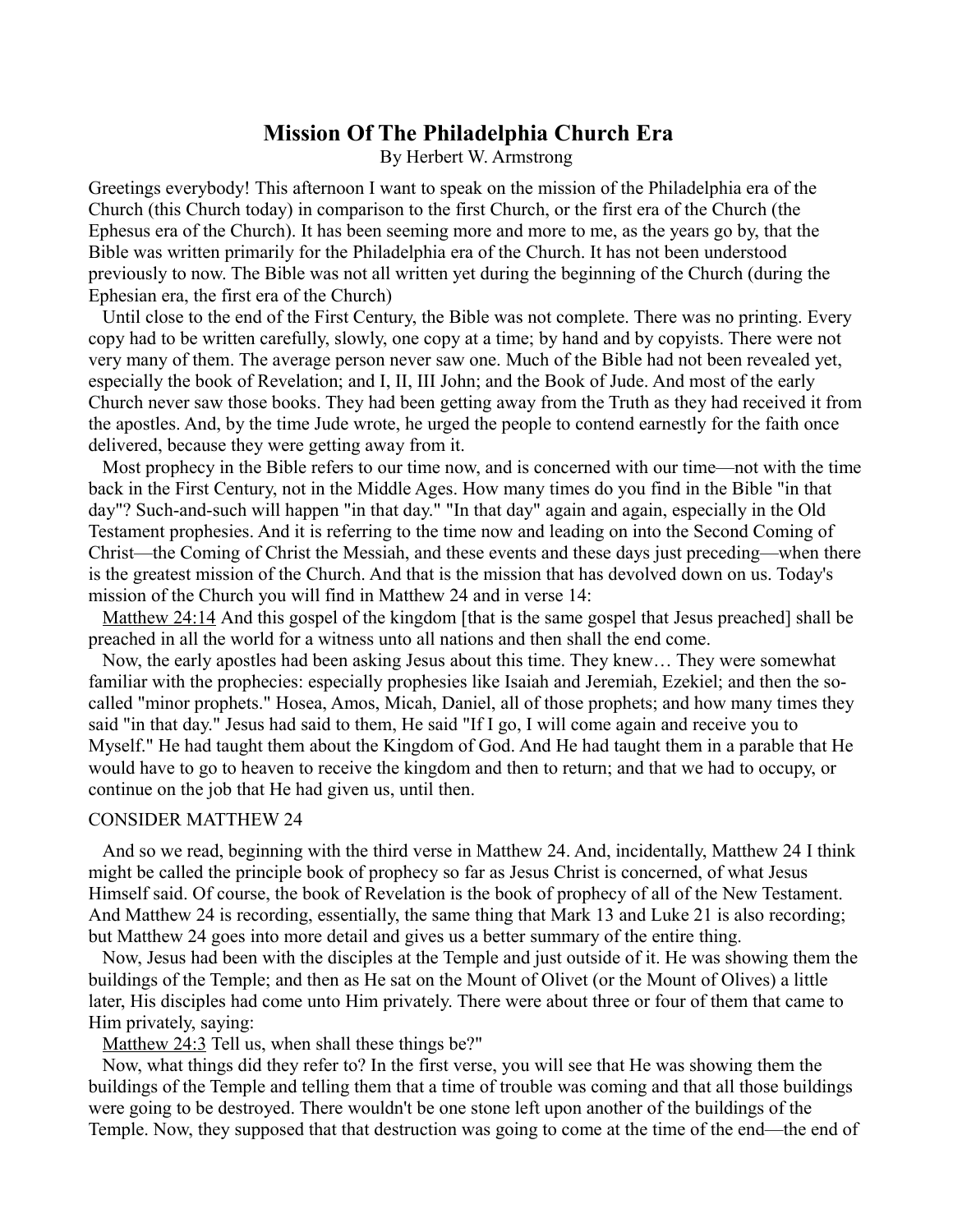# Mission Of The Philadelphia Church Era

By Herbert W. Armstrong

Greetings everybody! This afternoon I want to speak on the mission of the Philadelphia era of the Church (this Church today) in comparison to the first Church, or the first era of the Church (the Ephesus era of the Church). It has been seeming more and more to me, as the years go by, that the Bible was written primarily for the Philadelphia era of the Church. It has not been understood previously to now. The Bible was not all written yet during the beginning of the Church (during the Ephesian era, the first era of the Church)

Until close to the end of the First Century, the Bible was not complete. There was no printing. Every copy had to be written carefully, slowly, one copy at a time; by hand and by copyists. There were not very many of them. The average person never saw one. Much of the Bible had not been revealed yet, especially the book of Revelation; and I, II, III John; and the Book of Jude. And most of the early Church never saw those books. They had been getting away from the Truth as they had received it from the apostles. And, by the time Jude wrote, he urged the people to contend earnestly for the faith once delivered, because they were getting away from it.

Most prophecy in the Bible refers to our time now, and is concerned with our time—not with the time back in the First Century, not in the Middle Ages. How many times do you find in the Bible "in that day"? Such-and-such will happen "in that day." "In that day" again and again, especially in the Old Testament prophesies. And it is referring to the time now and leading on into the Second Coming of Christ—the Coming of Christ the Messiah, and these events and these days just preceding—when there is the greatest mission of the Church. And that is the mission that has devolved down on us. Today's mission of the Church you will find in Matthew 24 and in verse 14:

Matthew 24:14 And this gospel of the kingdom [that is the same gospel that Jesus preached] shall be preached in all the world for a witness unto all nations and then shall the end come.

Now, the early apostles had been asking Jesus about this time. They knew… They were somewhat familiar with the prophecies: especially prophesies like Isaiah and Jeremiah, Ezekiel; and then the so-called "minor prophets." Hosea, Amos, Micah, Daniel, all of those prophets; and how many times they said "in that day." Jesus had said to them, He said "If I go, I will come again and receive you to Myself." He had taught them about the Kingdom of God. And He had taught them in a parable that He would have to go to heaven to receive the kingdom and then to return; and that we had to occupy, or continue on the job that He had given us, until then.

## CONSIDER MATTHEW 24

And so we read, beginning with the third verse in Matthew 24. And, incidentally, Matthew 24 I think might be called the principle book of prophecy so far as Jesus Christ is concerned, of what Jesus Himself said. Of course, the book of Revelation is the book of prophecy of all of the New Testament. And Matthew 24 is recording, essentially, the same thing that Mark 13 and Luke 21 is also recording; but Matthew 24 goes into more detail and gives us a better summary of the entire thing.

Now, Jesus had been with the disciples at the Temple and just outside of it. He was showing them the buildings of the Temple; and then as He sat on the Mount of Olivet (or the Mount of Olives) a little later, His disciples had come unto Him privately. There were about three or four of them that came to Him privately, saying:

Matthew 24:3 Tell us, when shall these things be?"

Now, what things did they refer to? In the first verse, you will see that He was showing them the buildings of the Temple and telling them that a time of trouble was coming and that all those buildings were going to be destroyed. There wouldn't be one stone left upon another of the buildings of the Temple. Now, they supposed that that destruction was going to come at the time of the end—the end of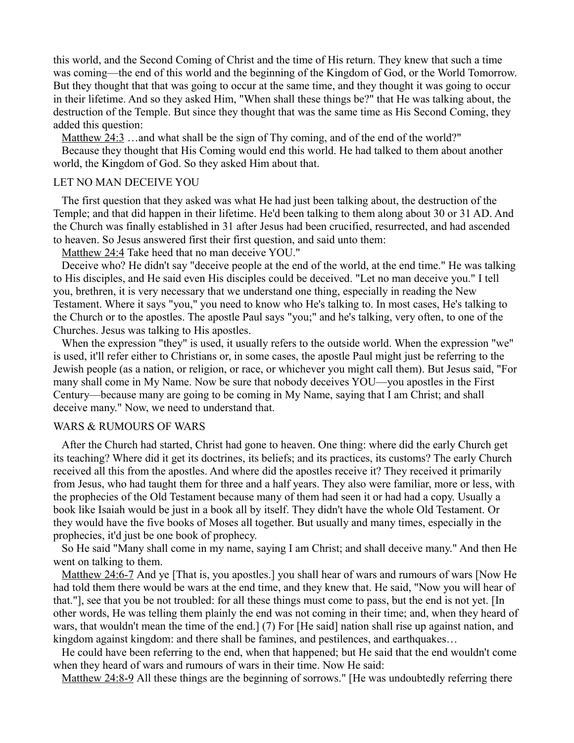this world, and the Second Coming of Christ and the time of His return. They knew that such a time was coming—the end of this world and the beginning of the Kingdom of God, or the World Tomorrow. But they thought that that was going to occur at the same time, and they thought it was going to occur in their lifetime. And so they asked Him, "When shall these things be?" that He was talking about, the destruction of the Temple. But since they thought that was the same time as His Second Coming, they added this question:

Matthew 24:3 …and what shall be the sign of Thy coming, and of the end of the world?"

Because they thought that His Coming would end this world. He had talked to them about another world, the Kingdom of God. So they asked Him about that.

## LET NO MAN DECEIVE YOU

The first question that they asked was what He had just been talking about, the destruction of the Temple; and that did happen in their lifetime. He'd been talking to them along about 30 or 31 AD. And the Church was finally established in 31 after Jesus had been crucified, resurrected, and had ascended to heaven. So Jesus answered first their first question, and said unto them:

Matthew 24:4 Take heed that no man deceive YOU."

Deceive who? He didn't say "deceive people at the end of the world, at the end time." He was talking to His disciples, and He said even His disciples could be deceived. "Let no man deceive you." I tell you, brethren, it is very necessary that we understand one thing, especially in reading the New Testament. Where it says "you," you need to know who He's talking to. In most cases, He's talking to the Church or to the apostles. The apostle Paul says "you;" and he's talking, very often, to one of the Churches. Jesus was talking to His apostles.

When the expression "they" is used, it usually refers to the outside world. When the expression "we" is used, it'll refer either to Christians or, in some cases, the apostle Paul might just be referring to the Jewish people (as a nation, or religion, or race, or whichever you might call them). But Jesus said, "For many shall come in My Name. Now be sure that nobody deceives YOU—you apostles in the First Century—because many are going to be coming in My Name, saying that I am Christ; and shall deceive many." Now, we need to understand that.

## WARS & RUMOURS OF WARS

After the Church had started, Christ had gone to heaven. One thing: where did the early Church get its teaching? Where did it get its doctrines, its beliefs; and its practices, its customs? The early Church received all this from the apostles. And where did the apostles receive it? They received it primarily from Jesus, who had taught them for three and a half years. They also were familiar, more or less, with the prophecies of the Old Testament because many of them had seen it or had had a copy. Usually a book like Isaiah would be just in a book all by itself. They didn't have the whole Old Testament. Or they would have the five books of Moses all together. But usually and many times, especially in the prophecies, it'd just be one book of prophecy.

So He said "Many shall come in my name, saying I am Christ; and shall deceive many." And then He went on talking to them.

Matthew 24:6-7 And ye [That is, you apostles.] you shall hear of wars and rumours of wars [Now He had told them there would be wars at the end time, and they knew that. He said, "Now you will hear of that."], see that you be not troubled: for all these things must come to pass, but the end is not yet. [In other words, He was telling them plainly the end was not coming in their time; and, when they heard of wars, that wouldn't mean the time of the end.] (7) For [He said] nation shall rise up against nation, and kingdom against kingdom: and there shall be famines, and pestilences, and earthquakes…

He could have been referring to the end, when that happened; but He said that the end wouldn't come when they heard of wars and rumours of wars in their time. Now He said:

Matthew 24:8-9 All these things are the beginning of sorrows." [He was undoubtedly referring there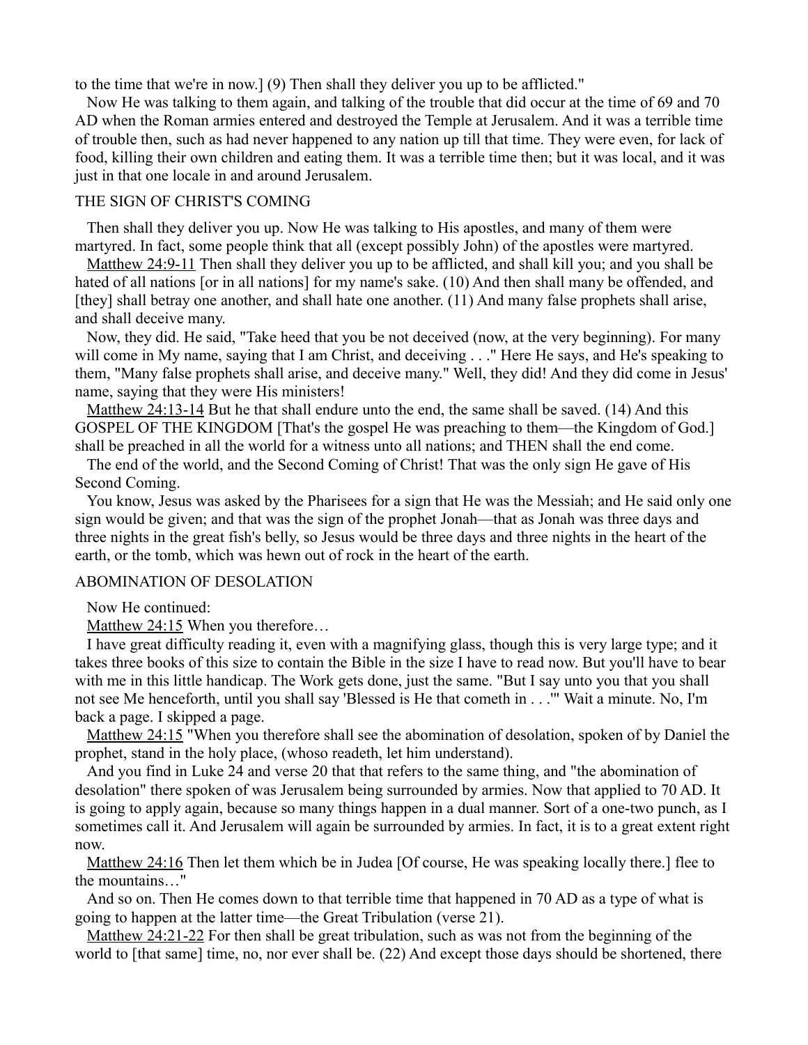to the time that we're in now.] (9) Then shall they deliver you up to be afflicted."

Now He was talking to them again, and talking of the trouble that did occur at the time of 69 and 70 AD when the Roman armies entered and destroyed the Temple at Jerusalem. And it was a terrible time of trouble then, such as had never happened to any nation up till that time. They were even, for lack of food, killing their own children and eating them. It was a terrible time then; but it was local, and it was just in that one locale in and around Jerusalem.

## THE SIGN OF CHRIST'S COMING

Then shall they deliver you up. Now He was talking to His apostles, and many of them were martyred. In fact, some people think that all (except possibly John) of the apostles were martyred.

Matthew 24:9-11 Then shall they deliver you up to be afflicted, and shall kill you; and you shall be hated of all nations [or in all nations] for my name's sake. (10) And then shall many be offended, and [they] shall betray one another, and shall hate one another. (11) And many false prophets shall arise, and shall deceive many.

Now, they did. He said, "Take heed that you be not deceived (now, at the very beginning). For many will come in My name, saying that I am Christ, and deceiving . . ." Here He says, and He's speaking to them, "Many false prophets shall arise, and deceive many." Well, they did! And they did come in Jesus' name, saying that they were His ministers!

Matthew 24:13-14 But he that shall endure unto the end, the same shall be saved. (14) And this GOSPEL OF THE KINGDOM [That's the gospel He was preaching to them—the Kingdom of God.] shall be preached in all the world for a witness unto all nations; and THEN shall the end come.

The end of the world, and the Second Coming of Christ! That was the only sign He gave of His Second Coming.

You know, Jesus was asked by the Pharisees for a sign that He was the Messiah; and He said only one sign would be given; and that was the sign of the prophet Jonah—that as Jonah was three days and three nights in the great fish's belly, so Jesus would be three days and three nights in the heart of the earth, or the tomb, which was hewn out of rock in the heart of the earth.

## ABOMINATION OF DESOLATION

Now He continued:

Matthew 24:15 When you therefore…

I have great difficulty reading it, even with a magnifying glass, though this is very large type; and it takes three books of this size to contain the Bible in the size I have to read now. But you'll have to bear with me in this little handicap. The Work gets done, just the same. "But I say unto you that you shall not see Me henceforth, until you shall say 'Blessed is He that cometh in . . .'" Wait a minute. No, I'm back a page. I skipped a page.

Matthew 24:15 "When you therefore shall see the abomination of desolation, spoken of by Daniel the prophet, stand in the holy place, (whoso readeth, let him understand).

And you find in Luke 24 and verse 20 that that refers to the same thing, and "the abomination of desolation" there spoken of was Jerusalem being surrounded by armies. Now that applied to 70 AD. It is going to apply again, because so many things happen in a dual manner. Sort of a one-two punch, as I sometimes call it. And Jerusalem will again be surrounded by armies. In fact, it is to a great extent right now.

Matthew 24:16 Then let them which be in Judea [Of course, He was speaking locally there.] flee to the mountains…"

And so on. Then He comes down to that terrible time that happened in 70 AD as a type of what is going to happen at the latter time—the Great Tribulation (verse 21).

Matthew 24:21-22 For then shall be great tribulation, such as was not from the beginning of the world to [that same] time, no, nor ever shall be. (22) And except those days should be shortened, there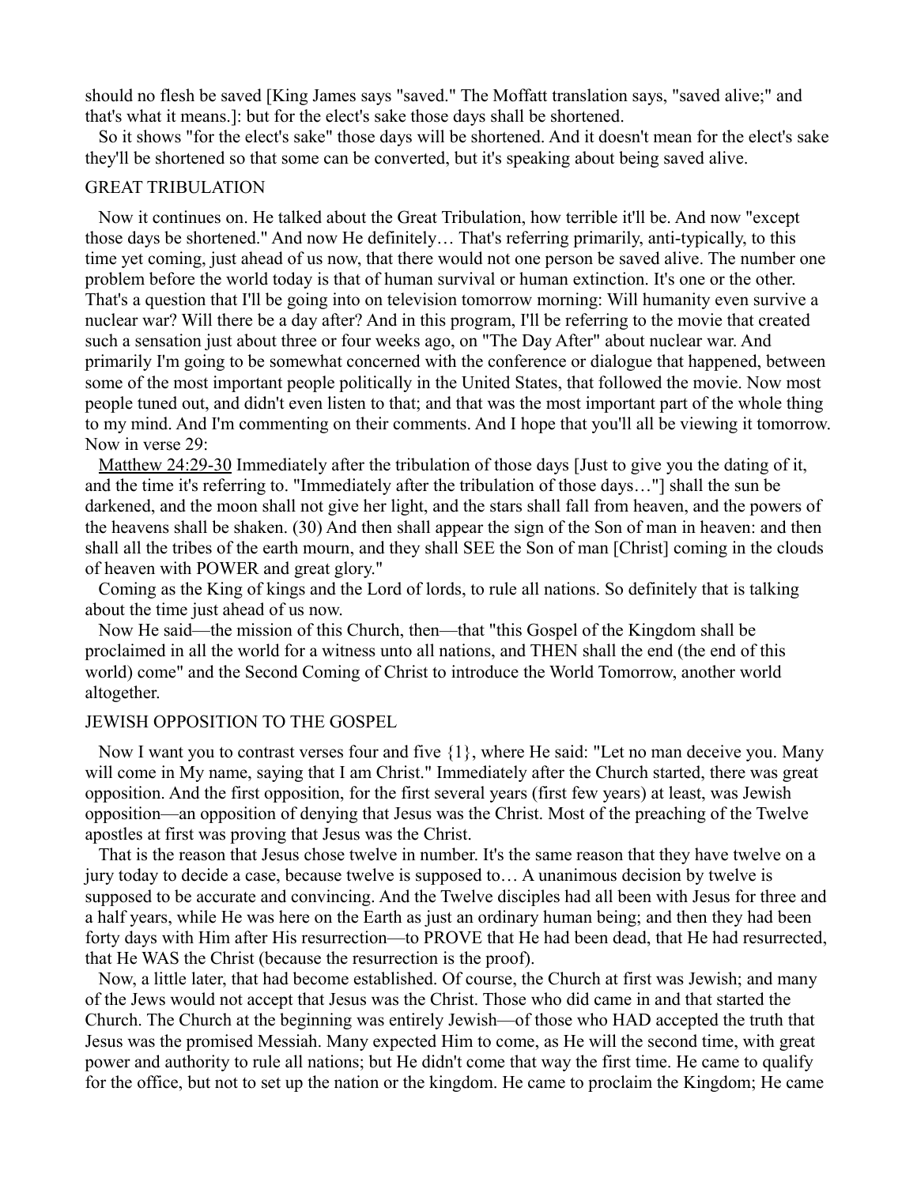should no flesh be saved [King James says "saved." The Moffatt translation says, "saved alive;" and that's what it means.]: but for the elect's sake those days shall be shortened.

So it shows "for the elect's sake" those days will be shortened. And it doesn't mean for the elect's sake they'll be shortened so that some can be converted, but it's speaking about being saved alive.

## GREAT TRIBULATION

Now it continues on. He talked about the Great Tribulation, how terrible it'll be. And now "except those days be shortened." And now He definitely… That's referring primarily, anti-typically, to this time yet coming, just ahead of us now, that there would not one person be saved alive. The number one problem before the world today is that of human survival or human extinction. It's one or the other. That's a question that I'll be going into on television tomorrow morning: Will humanity even survive a nuclear war? Will there be a day after? And in this program, I'll be referring to the movie that created such a sensation just about three or four weeks ago, on "The Day After" about nuclear war. And primarily I'm going to be somewhat concerned with the conference or dialogue that happened, between some of the most important people politically in the United States, that followed the movie. Now most people tuned out, and didn't even listen to that; and that was the most important part of the whole thing to my mind. And I'm commenting on their comments. And I hope that you'll all be viewing it tomorrow. Now in verse 29:

Matthew 24:29-30 Immediately after the tribulation of those days [Just to give you the dating of it, and the time it's referring to. "Immediately after the tribulation of those days…"] shall the sun be darkened, and the moon shall not give her light, and the stars shall fall from heaven, and the powers of the heavens shall be shaken. (30) And then shall appear the sign of the Son of man in heaven: and then shall all the tribes of the earth mourn, and they shall SEE the Son of man [Christ] coming in the clouds of heaven with POWER and great glory."

Coming as the King of kings and the Lord of lords, to rule all nations. So definitely that is talking about the time just ahead of us now.

Now He said—the mission of this Church, then—that "this Gospel of the Kingdom shall be proclaimed in all the world for a witness unto all nations, and THEN shall the end (the end of this world) come" and the Second Coming of Christ to introduce the World Tomorrow, another world altogether.

## JEWISH OPPOSITION TO THE GOSPEL

Now I want you to contrast verses four and five {1}, where He said: "Let no man deceive you. Many will come in My name, saying that I am Christ." Immediately after the Church started, there was great opposition. And the first opposition, for the first several years (first few years) at least, was Jewish opposition—an opposition of denying that Jesus was the Christ. Most of the preaching of the Twelve apostles at first was proving that Jesus was the Christ.

That is the reason that Jesus chose twelve in number. It's the same reason that they have twelve on a jury today to decide a case, because twelve is supposed to… A unanimous decision by twelve is supposed to be accurate and convincing. And the Twelve disciples had all been with Jesus for three and a half years, while He was here on the Earth as just an ordinary human being; and then they had been forty days with Him after His resurrection—to PROVE that He had been dead, that He had resurrected, that He WAS the Christ (because the resurrection is the proof).

Now, a little later, that had become established. Of course, the Church at first was Jewish; and many of the Jews would not accept that Jesus was the Christ. Those who did came in and that started the Church. The Church at the beginning was entirely Jewish—of those who HAD accepted the truth that Jesus was the promised Messiah. Many expected Him to come, as He will the second time, with great power and authority to rule all nations; but He didn't come that way the first time. He came to qualify for the office, but not to set up the nation or the kingdom. He came to proclaim the Kingdom; He came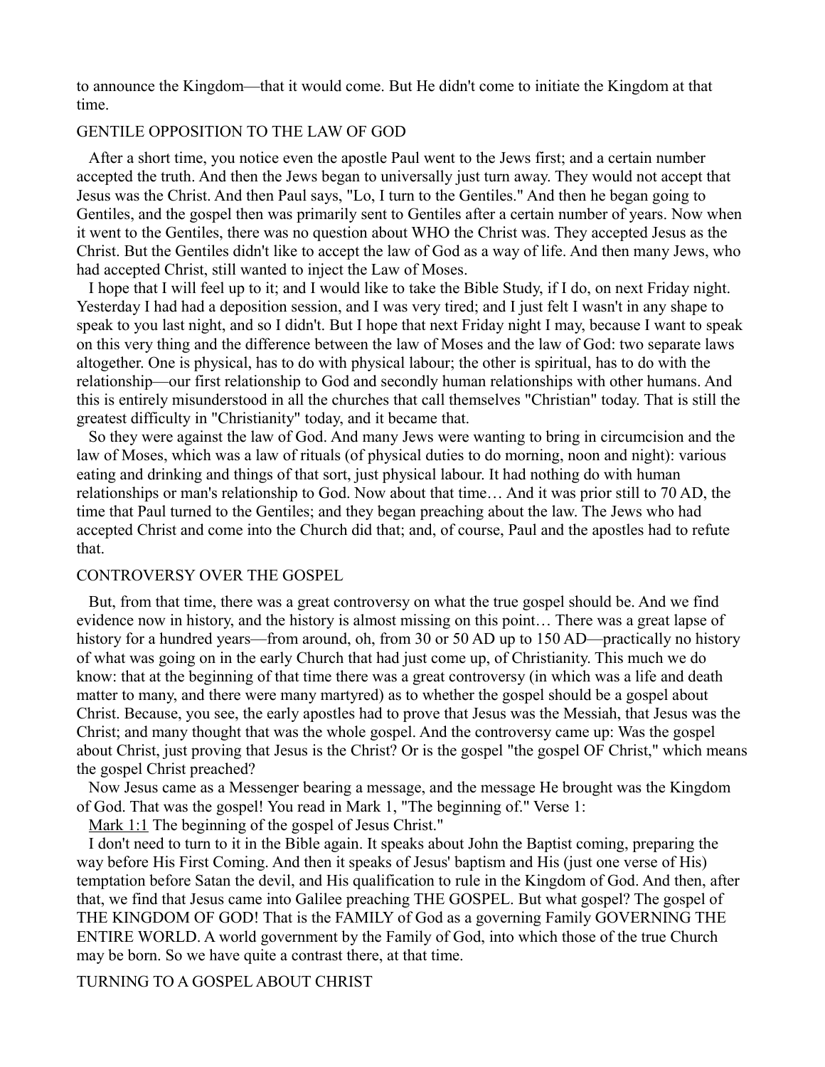to announce the Kingdom—that it would come. But He didn't come to initiate the Kingdom at that time.

## GENTILE OPPOSITION TO THE LAW OF GOD

After a short time, you notice even the apostle Paul went to the Jews first; and a certain number accepted the truth. And then the Jews began to universally just turn away. They would not accept that Jesus was the Christ. And then Paul says, "Lo, I turn to the Gentiles." And then he began going to Gentiles, and the gospel then was primarily sent to Gentiles after a certain number of years. Now when it went to the Gentiles, there was no question about WHO the Christ was. They accepted Jesus as the Christ. But the Gentiles didn't like to accept the law of God as a way of life. And then many Jews, who had accepted Christ, still wanted to inject the Law of Moses.

I hope that I will feel up to it; and I would like to take the Bible Study, if I do, on next Friday night. Yesterday I had had a deposition session, and I was very tired; and I just felt I wasn't in any shape to speak to you last night, and so I didn't. But I hope that next Friday night I may, because I want to speak on this very thing and the difference between the law of Moses and the law of God: two separate laws altogether. One is physical, has to do with physical labour; the other is spiritual, has to do with the relationship—our first relationship to God and secondly human relationships with other humans. And this is entirely misunderstood in all the churches that call themselves "Christian" today. That is still the greatest difficulty in "Christianity" today, and it became that.

So they were against the law of God. And many Jews were wanting to bring in circumcision and the law of Moses, which was a law of rituals (of physical duties to do morning, noon and night): various eating and drinking and things of that sort, just physical labour. It had nothing do with human relationships or man's relationship to God. Now about that time… And it was prior still to 70 AD, the time that Paul turned to the Gentiles; and they began preaching about the law. The Jews who had accepted Christ and come into the Church did that; and, of course, Paul and the apostles had to refute that.

## CONTROVERSY OVER THE GOSPEL

But, from that time, there was a great controversy on what the true gospel should be. And we find evidence now in history, and the history is almost missing on this point… There was a great lapse of history for a hundred years—from around, oh, from 30 or 50 AD up to 150 AD—practically no history of what was going on in the early Church that had just come up, of Christianity. This much we do know: that at the beginning of that time there was a great controversy (in which was a life and death matter to many, and there were many martyred) as to whether the gospel should be a gospel about Christ. Because, you see, the early apostles had to prove that Jesus was the Messiah, that Jesus was the Christ; and many thought that was the whole gospel. And the controversy came up: Was the gospel about Christ, just proving that Jesus is the Christ? Or is the gospel "the gospel OF Christ," which means the gospel Christ preached?

Now Jesus came as a Messenger bearing a message, and the message He brought was the Kingdom of God. That was the gospel! You read in Mark 1, "The beginning of." Verse 1:

Mark 1:1 The beginning of the gospel of Jesus Christ."

I don't need to turn to it in the Bible again. It speaks about John the Baptist coming, preparing the way before His First Coming. And then it speaks of Jesus' baptism and His (just one verse of His) temptation before Satan the devil, and His qualification to rule in the Kingdom of God. And then, after that, we find that Jesus came into Galilee preaching THE GOSPEL. But what gospel? The gospel of THE KINGDOM OF GOD! That is the FAMILY of God as a governing Family GOVERNING THE ENTIRE WORLD. A world government by the Family of God, into which those of the true Church may be born. So we have quite a contrast there, at that time.

## TURNING TO A GOSPEL ABOUT CHRIST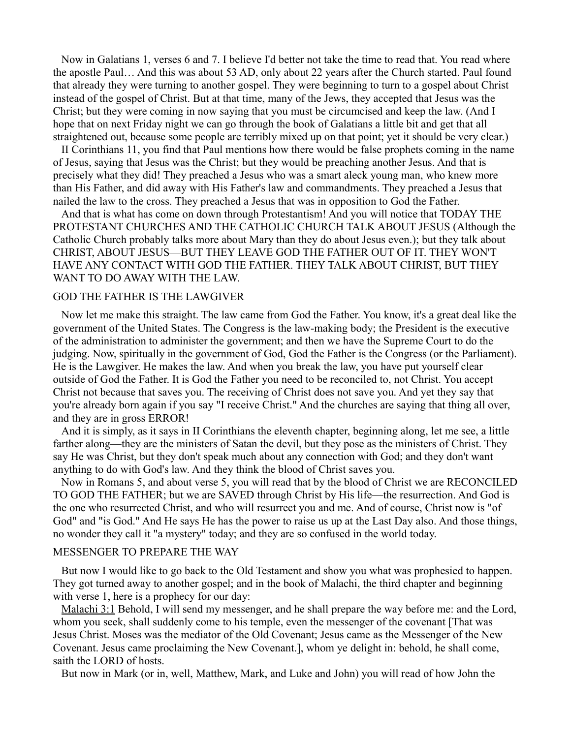Now in Galatians 1, verses 6 and 7. I believe I'd better not take the time to read that. You read where the apostle Paul… And this was about 53 AD, only about 22 years after the Church started. Paul found that already they were turning to another gospel. They were beginning to turn to a gospel about Christ instead of the gospel of Christ. But at that time, many of the Jews, they accepted that Jesus was the Christ; but they were coming in now saying that you must be circumcised and keep the law. (And I hope that on next Friday night we can go through the book of Galatians a little bit and get that all straightened out, because some people are terribly mixed up on that point; yet it should be very clear.)

II Corinthians 11, you find that Paul mentions how there would be false prophets coming in the name of Jesus, saying that Jesus was the Christ; but they would be preaching another Jesus. And that is precisely what they did! They preached a Jesus who was a smart aleck young man, who knew more than His Father, and did away with His Father's law and commandments. They preached a Jesus that nailed the law to the cross. They preached a Jesus that was in opposition to God the Father.

And that is what has come on down through Protestantism! And you will notice that TODAY THE PROTESTANT CHURCHES AND THE CATHOLIC CHURCH TALK ABOUT JESUS (Although the Catholic Church probably talks more about Mary than they do about Jesus even.); but they talk about CHRIST, ABOUT JESUS—BUT THEY LEAVE GOD THE FATHER OUT OF IT. THEY WON'T HAVE ANY CONTACT WITH GOD THE FATHER. THEY TALK ABOUT CHRIST, BUT THEY WANT TO DO AWAY WITH THE LAW.

## GOD THE FATHER IS THE LAWGIVER

Now let me make this straight. The law came from God the Father. You know, it's a great deal like the government of the United States. The Congress is the law-making body; the President is the executive of the administration to administer the government; and then we have the Supreme Court to do the judging. Now, spiritually in the government of God, God the Father is the Congress (or the Parliament). He is the Lawgiver. He makes the law. And when you break the law, you have put yourself clear outside of God the Father. It is God the Father you need to be reconciled to, not Christ. You accept Christ not because that saves you. The receiving of Christ does not save you. And yet they say that you're already born again if you say "I receive Christ." And the churches are saying that thing all over, and they are in gross ERROR!

And it is simply, as it says in II Corinthians the eleventh chapter, beginning along, let me see, a little farther along—they are the ministers of Satan the devil, but they pose as the ministers of Christ. They say He was Christ, but they don't speak much about any connection with God; and they don't want anything to do with God's law. And they think the blood of Christ saves you.

Now in Romans 5, and about verse 5, you will read that by the blood of Christ we are RECONCILED TO GOD THE FATHER; but we are SAVED through Christ by His life—the resurrection. And God is the one who resurrected Christ, and who will resurrect you and me. And of course, Christ now is "of God" and "is God." And He says He has the power to raise us up at the Last Day also. And those things, no wonder they call it "a mystery" today; and they are so confused in the world today.

## MESSENGER TO PREPARE THE WAY

But now I would like to go back to the Old Testament and show you what was prophesied to happen. They got turned away to another gospel; and in the book of Malachi, the third chapter and beginning with verse 1, here is a prophecy for our day:

Malachi 3:1 Behold, I will send my messenger, and he shall prepare the way before me: and the Lord, whom you seek, shall suddenly come to his temple, even the messenger of the covenant [That was Jesus Christ. Moses was the mediator of the Old Covenant; Jesus came as the Messenger of the New Covenant. Jesus came proclaiming the New Covenant.], whom ye delight in: behold, he shall come, saith the LORD of hosts.

But now in Mark (or in, well, Matthew, Mark, and Luke and John) you will read of how John the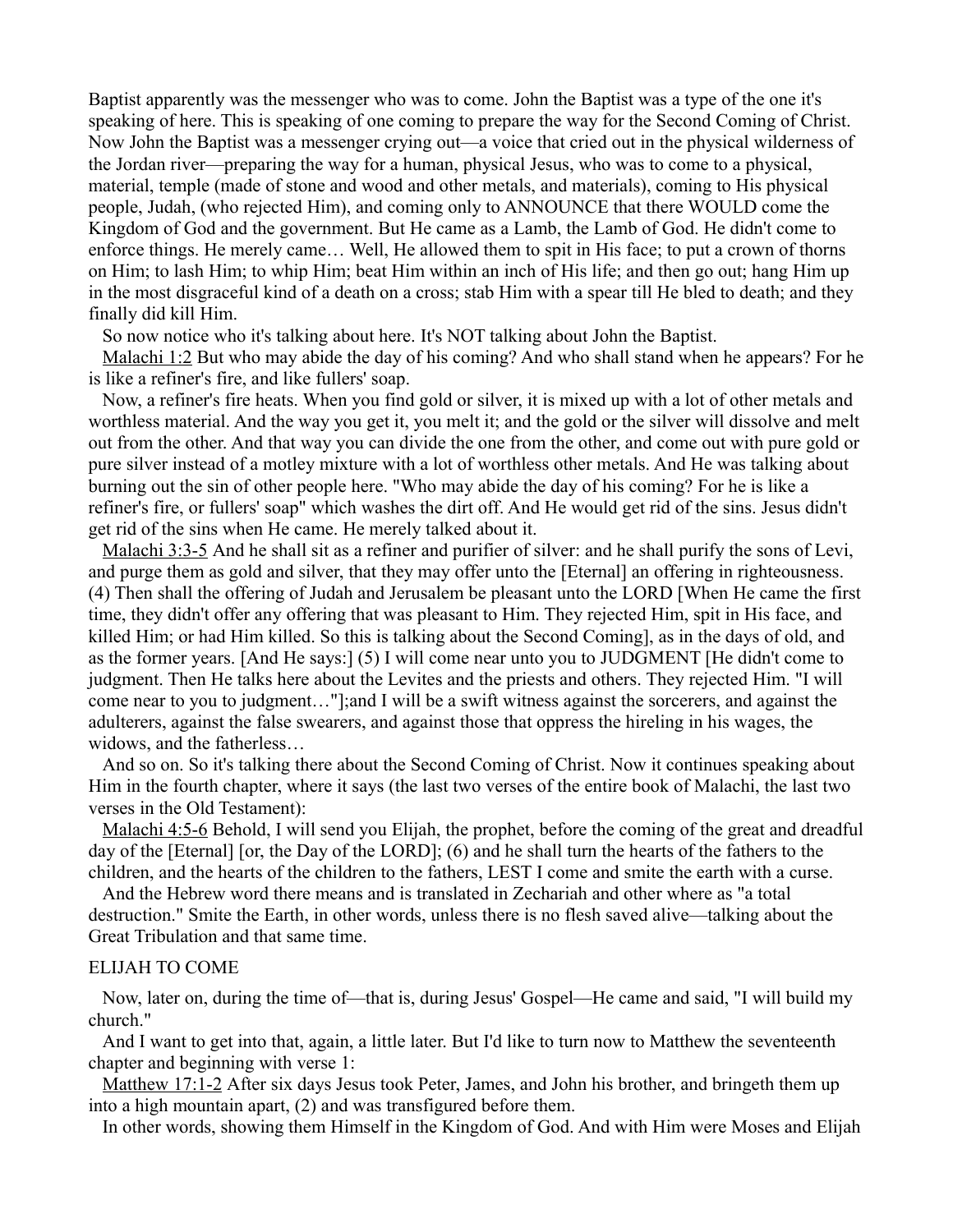Baptist apparently was the messenger who was to come. John the Baptist was a type of the one it's speaking of here. This is speaking of one coming to prepare the way for the Second Coming of Christ. Now John the Baptist was a messenger crying out—a voice that cried out in the physical wilderness of the Jordan river—preparing the way for a human, physical Jesus, who was to come to a physical, material, temple (made of stone and wood and other metals, and materials), coming to His physical people, Judah, (who rejected Him), and coming only to ANNOUNCE that there WOULD come the Kingdom of God and the government. But He came as a Lamb, the Lamb of God. He didn't come to enforce things. He merely came… Well, He allowed them to spit in His face; to put a crown of thorns on Him; to lash Him; to whip Him; beat Him within an inch of His life; and then go out; hang Him up in the most disgraceful kind of a death on a cross; stab Him with a spear till He bled to death; and they finally did kill Him.

So now notice who it's talking about here. It's NOT talking about John the Baptist.

Malachi 1:2 But who may abide the day of his coming? And who shall stand when he appears? For he is like a refiner's fire, and like fullers' soap.

Now, a refiner's fire heats. When you find gold or silver, it is mixed up with a lot of other metals and worthless material. And the way you get it, you melt it; and the gold or the silver will dissolve and melt out from the other. And that way you can divide the one from the other, and come out with pure gold or pure silver instead of a motley mixture with a lot of worthless other metals. And He was talking about burning out the sin of other people here. "Who may abide the day of his coming? For he is like a refiner's fire, or fullers' soap" which washes the dirt off. And He would get rid of the sins. Jesus didn't get rid of the sins when He came. He merely talked about it.

Malachi 3:3-5 And he shall sit as a refiner and purifier of silver: and he shall purify the sons of Levi, and purge them as gold and silver, that they may offer unto the [Eternal] an offering in righteousness. (4) Then shall the offering of Judah and Jerusalem be pleasant unto the LORD [When He came the first time, they didn't offer any offering that was pleasant to Him. They rejected Him, spit in His face, and killed Him; or had Him killed. So this is talking about the Second Coming], as in the days of old, and as the former years. [And He says:] (5) I will come near unto you to JUDGMENT [He didn't come to judgment. Then He talks here about the Levites and the priests and others. They rejected Him. "I will come near to you to judgment…"];and I will be a swift witness against the sorcerers, and against the adulterers, against the false swearers, and against those that oppress the hireling in his wages, the widows, and the fatherless…

And so on. So it's talking there about the Second Coming of Christ. Now it continues speaking about Him in the fourth chapter, where it says (the last two verses of the entire book of Malachi, the last two verses in the Old Testament):

Malachi 4:5-6 Behold, I will send you Elijah, the prophet, before the coming of the great and dreadful day of the [Eternal] [or, the Day of the LORD]; (6) and he shall turn the hearts of the fathers to the children, and the hearts of the children to the fathers, LEST I come and smite the earth with a curse.

And the Hebrew word there means and is translated in Zechariah and other where as "a total destruction." Smite the Earth, in other words, unless there is no flesh saved alive—talking about the Great Tribulation and that same time.

## ELIJAH TO COME

Now, later on, during the time of—that is, during Jesus' Gospel—He came and said, "I will build my church."

And I want to get into that, again, a little later. But I'd like to turn now to Matthew the seventeenth chapter and beginning with verse 1:

Matthew 17:1-2 After six days Jesus took Peter, James, and John his brother, and bringeth them up into a high mountain apart, (2) and was transfigured before them.

In other words, showing them Himself in the Kingdom of God. And with Him were Moses and Elijah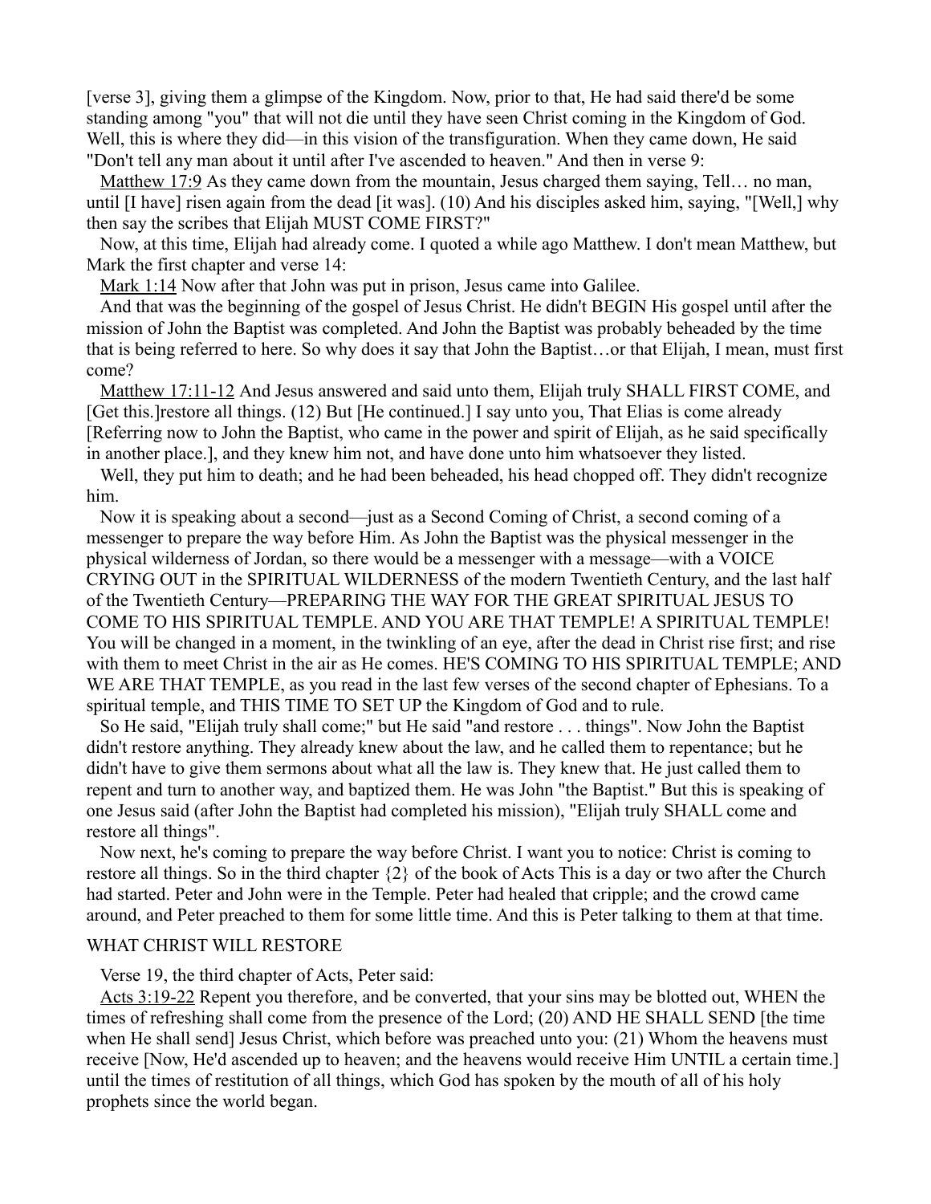[verse 3], giving them a glimpse of the Kingdom. Now, prior to that, He had said there'd be some standing among "you" that will not die until they have seen Christ coming in the Kingdom of God. Well, this is where they did—in this vision of the transfiguration. When they came down, He said "Don't tell any man about it until after I've ascended to heaven." And then in verse 9:

Matthew 17:9 As they came down from the mountain, Jesus charged them saying, Tell… no man, until [I have] risen again from the dead [it was]. (10) And his disciples asked him, saying, "[Well,] why then say the scribes that Elijah MUST COME FIRST?"

Now, at this time, Elijah had already come. I quoted a while ago Matthew. I don't mean Matthew, but Mark the first chapter and verse 14:

Mark 1:14 Now after that John was put in prison, Jesus came into Galilee.

And that was the beginning of the gospel of Jesus Christ. He didn't BEGIN His gospel until after the mission of John the Baptist was completed. And John the Baptist was probably beheaded by the time that is being referred to here. So why does it say that John the Baptist…or that Elijah, I mean, must first come?

Matthew 17:11-12 And Jesus answered and said unto them, Elijah truly SHALL FIRST COME, and [Get this.]restore all things. (12) But [He continued.] I say unto you, That Elias is come already [Referring now to John the Baptist, who came in the power and spirit of Elijah, as he said specifically in another place.], and they knew him not, and have done unto him whatsoever they listed.

Well, they put him to death; and he had been beheaded, his head chopped off. They didn't recognize him.

Now it is speaking about a second—just as a Second Coming of Christ, a second coming of a messenger to prepare the way before Him. As John the Baptist was the physical messenger in the physical wilderness of Jordan, so there would be a messenger with a message—with a VOICE CRYING OUT in the SPIRITUAL WILDERNESS of the modern Twentieth Century, and the last half of the Twentieth Century—PREPARING THE WAY FOR THE GREAT SPIRITUAL JESUS TO COME TO HIS SPIRITUAL TEMPLE. AND YOU ARE THAT TEMPLE! A SPIRITUAL TEMPLE! You will be changed in a moment, in the twinkling of an eye, after the dead in Christ rise first; and rise with them to meet Christ in the air as He comes. HE'S COMING TO HIS SPIRITUAL TEMPLE; AND WE ARE THAT TEMPLE, as you read in the last few verses of the second chapter of Ephesians. To a spiritual temple, and THIS TIME TO SET UP the Kingdom of God and to rule.

So He said, "Elijah truly shall come;" but He said "and restore . . . things". Now John the Baptist didn't restore anything. They already knew about the law, and he called them to repentance; but he didn't have to give them sermons about what all the law is. They knew that. He just called them to repent and turn to another way, and baptized them. He was John "the Baptist." But this is speaking of one Jesus said (after John the Baptist had completed his mission), "Elijah truly SHALL come and restore all things".

Now next, he's coming to prepare the way before Christ. I want you to notice: Christ is coming to restore all things. So in the third chapter {2} of the book of Acts This is a day or two after the Church had started. Peter and John were in the Temple. Peter had healed that cripple; and the crowd came around, and Peter preached to them for some little time. And this is Peter talking to them at that time.

## WHAT CHRIST WILL RESTORE

Verse 19, the third chapter of Acts, Peter said:

Acts 3:19-22 Repent you therefore, and be converted, that your sins may be blotted out, WHEN the times of refreshing shall come from the presence of the Lord; (20) AND HE SHALL SEND [the time when He shall send] Jesus Christ, which before was preached unto you: (21) Whom the heavens must receive [Now, He'd ascended up to heaven; and the heavens would receive Him UNTIL a certain time.] until the times of restitution of all things, which God has spoken by the mouth of all of his holy prophets since the world began.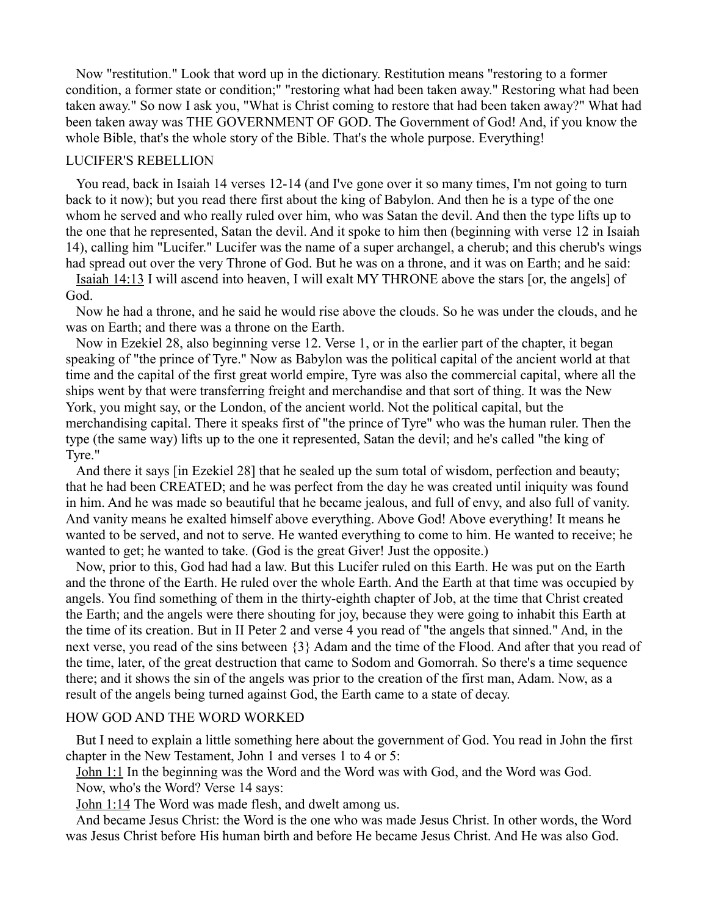Now "restitution." Look that word up in the dictionary. Restitution means "restoring to a former condition, a former state or condition;" "restoring what had been taken away." Restoring what had been taken away." So now I ask you, "What is Christ coming to restore that had been taken away?" What had been taken away was THE GOVERNMENT OF GOD. The Government of God! And, if you know the whole Bible, that's the whole story of the Bible. That's the whole purpose. Everything!

## LUCIFER'S REBELLION

You read, back in Isaiah 14 verses 12-14 (and I've gone over it so many times, I'm not going to turn back to it now); but you read there first about the king of Babylon. And then he is a type of the one whom he served and who really ruled over him, who was Satan the devil. And then the type lifts up to the one that he represented, Satan the devil. And it spoke to him then (beginning with verse 12 in Isaiah 14), calling him "Lucifer." Lucifer was the name of a super archangel, a cherub; and this cherub's wings had spread out over the very Throne of God. But he was on a throne, and it was on Earth; and he said:

Isaiah 14:13 I will ascend into heaven, I will exalt MY THRONE above the stars [or, the angels] of God.

Now he had a throne, and he said he would rise above the clouds. So he was under the clouds, and he was on Earth; and there was a throne on the Earth.

Now in Ezekiel 28, also beginning verse 12. Verse 1, or in the earlier part of the chapter, it began speaking of "the prince of Tyre." Now as Babylon was the political capital of the ancient world at that time and the capital of the first great world empire, Tyre was also the commercial capital, where all the ships went by that were transferring freight and merchandise and that sort of thing. It was the New York, you might say, or the London, of the ancient world. Not the political capital, but the merchandising capital. There it speaks first of "the prince of Tyre" who was the human ruler. Then the type (the same way) lifts up to the one it represented, Satan the devil; and he's called "the king of Tyre."

And there it says [in Ezekiel 28] that he sealed up the sum total of wisdom, perfection and beauty; that he had been CREATED; and he was perfect from the day he was created until iniquity was found in him. And he was made so beautiful that he became jealous, and full of envy, and also full of vanity. And vanity means he exalted himself above everything. Above God! Above everything! It means he wanted to be served, and not to serve. He wanted everything to come to him. He wanted to receive; he wanted to get; he wanted to take. (God is the great Giver! Just the opposite.)

Now, prior to this, God had had a law. But this Lucifer ruled on this Earth. He was put on the Earth and the throne of the Earth. He ruled over the whole Earth. And the Earth at that time was occupied by angels. You find something of them in the thirty-eighth chapter of Job, at the time that Christ created the Earth; and the angels were there shouting for joy, because they were going to inhabit this Earth at the time of its creation. But in II Peter 2 and verse 4 you read of "the angels that sinned." And, in the next verse, you read of the sins between {3} Adam and the time of the Flood. And after that you read of the time, later, of the great destruction that came to Sodom and Gomorrah. So there's a time sequence there; and it shows the sin of the angels was prior to the creation of the first man, Adam. Now, as a result of the angels being turned against God, the Earth came to a state of decay.

## HOW GOD AND THE WORD WORKED

But I need to explain a little something here about the government of God. You read in John the first chapter in the New Testament, John 1 and verses 1 to 4 or 5:

John 1:1 In the beginning was the Word and the Word was with God, and the Word was God.

Now, who's the Word? Verse 14 says:

John 1:14 The Word was made flesh, and dwelt among us.

And became Jesus Christ: the Word is the one who was made Jesus Christ. In other words, the Word was Jesus Christ before His human birth and before He became Jesus Christ. And He was also God.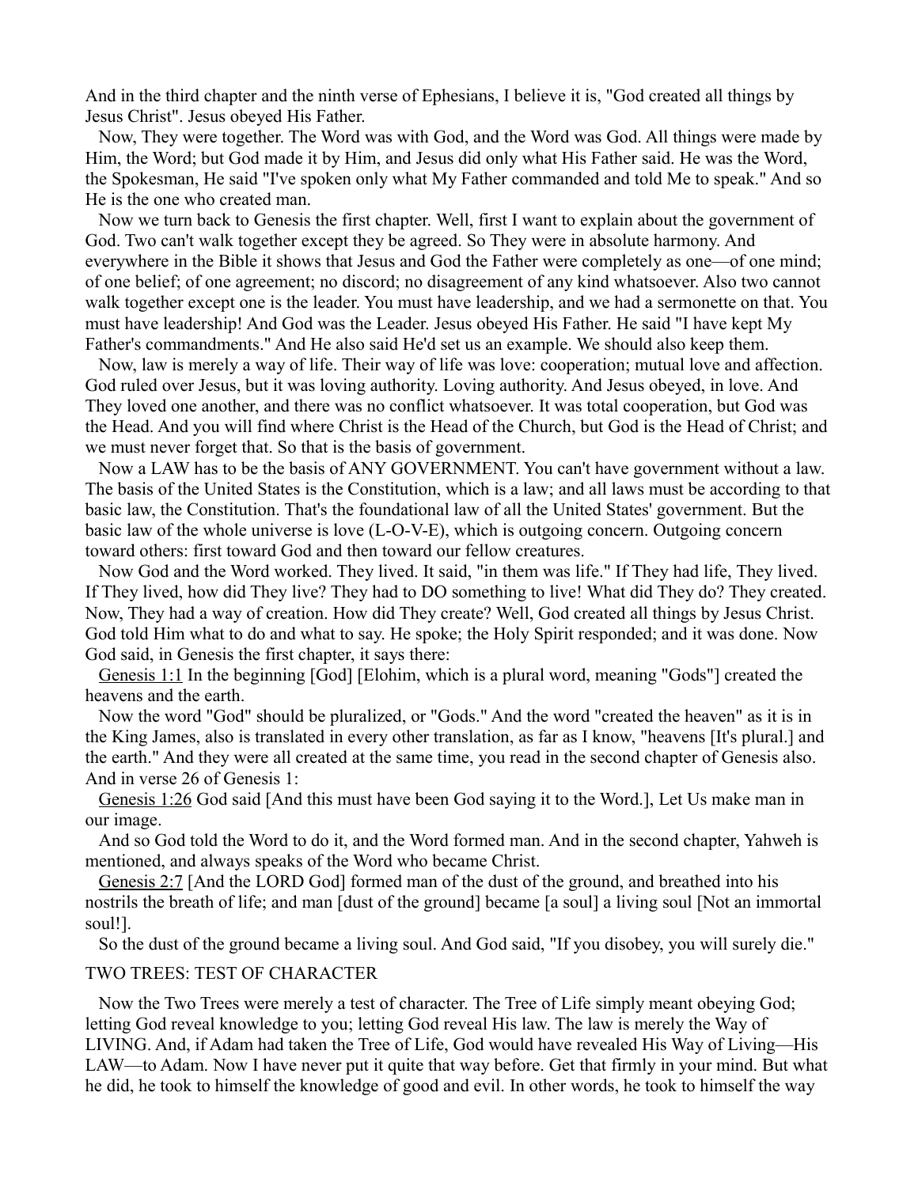And in the third chapter and the ninth verse of Ephesians, I believe it is, "God created all things by Jesus Christ". Jesus obeyed His Father.

Now, They were together. The Word was with God, and the Word was God. All things were made by Him, the Word; but God made it by Him, and Jesus did only what His Father said. He was the Word, the Spokesman, He said "I've spoken only what My Father commanded and told Me to speak." And so He is the one who created man.

Now we turn back to Genesis the first chapter. Well, first I want to explain about the government of God. Two can't walk together except they be agreed. So They were in absolute harmony. And everywhere in the Bible it shows that Jesus and God the Father were completely as one—of one mind; of one belief; of one agreement; no discord; no disagreement of any kind whatsoever. Also two cannot walk together except one is the leader. You must have leadership, and we had a sermonette on that. You must have leadership! And God was the Leader. Jesus obeyed His Father. He said "I have kept My Father's commandments." And He also said He'd set us an example. We should also keep them.

Now, law is merely a way of life. Their way of life was love: cooperation; mutual love and affection. God ruled over Jesus, but it was loving authority. Loving authority. And Jesus obeyed, in love. And They loved one another, and there was no conflict whatsoever. It was total cooperation, but God was the Head. And you will find where Christ is the Head of the Church, but God is the Head of Christ; and we must never forget that. So that is the basis of government.

Now a LAW has to be the basis of ANY GOVERNMENT. You can't have government without a law. The basis of the United States is the Constitution, which is a law; and all laws must be according to that basic law, the Constitution. That's the foundational law of all the United States' government. But the basic law of the whole universe is love (L-O-V-E), which is outgoing concern. Outgoing concern toward others: first toward God and then toward our fellow creatures.

Now God and the Word worked. They lived. It said, "in them was life." If They had life, They lived. If They lived, how did They live? They had to DO something to live! What did They do? They created. Now, They had a way of creation. How did They create? Well, God created all things by Jesus Christ. God told Him what to do and what to say. He spoke; the Holy Spirit responded; and it was done. Now God said, in Genesis the first chapter, it says there:

Genesis 1:1 In the beginning [God] [Elohim, which is a plural word, meaning "Gods"] created the heavens and the earth.

Now the word "God" should be pluralized, or "Gods." And the word "created the heaven" as it is in the King James, also is translated in every other translation, as far as I know, "heavens [It's plural.] and the earth." And they were all created at the same time, you read in the second chapter of Genesis also. And in verse 26 of Genesis 1:

Genesis 1:26 God said [And this must have been God saying it to the Word.], Let Us make man in our image.

And so God told the Word to do it, and the Word formed man. And in the second chapter, Yahweh is mentioned, and always speaks of the Word who became Christ.

Genesis 2:7 [And the LORD God] formed man of the dust of the ground, and breathed into his nostrils the breath of life; and man [dust of the ground] became [a soul] a living soul [Not an immortal soul!].

So the dust of the ground became a living soul. And God said, "If you disobey, you will surely die."

## TWO TREES: TEST OF CHARACTER

Now the Two Trees were merely a test of character. The Tree of Life simply meant obeying God; letting God reveal knowledge to you; letting God reveal His law. The law is merely the Way of LIVING. And, if Adam had taken the Tree of Life, God would have revealed His Way of Living—His LAW—to Adam. Now I have never put it quite that way before. Get that firmly in your mind. But what he did, he took to himself the knowledge of good and evil. In other words, he took to himself the way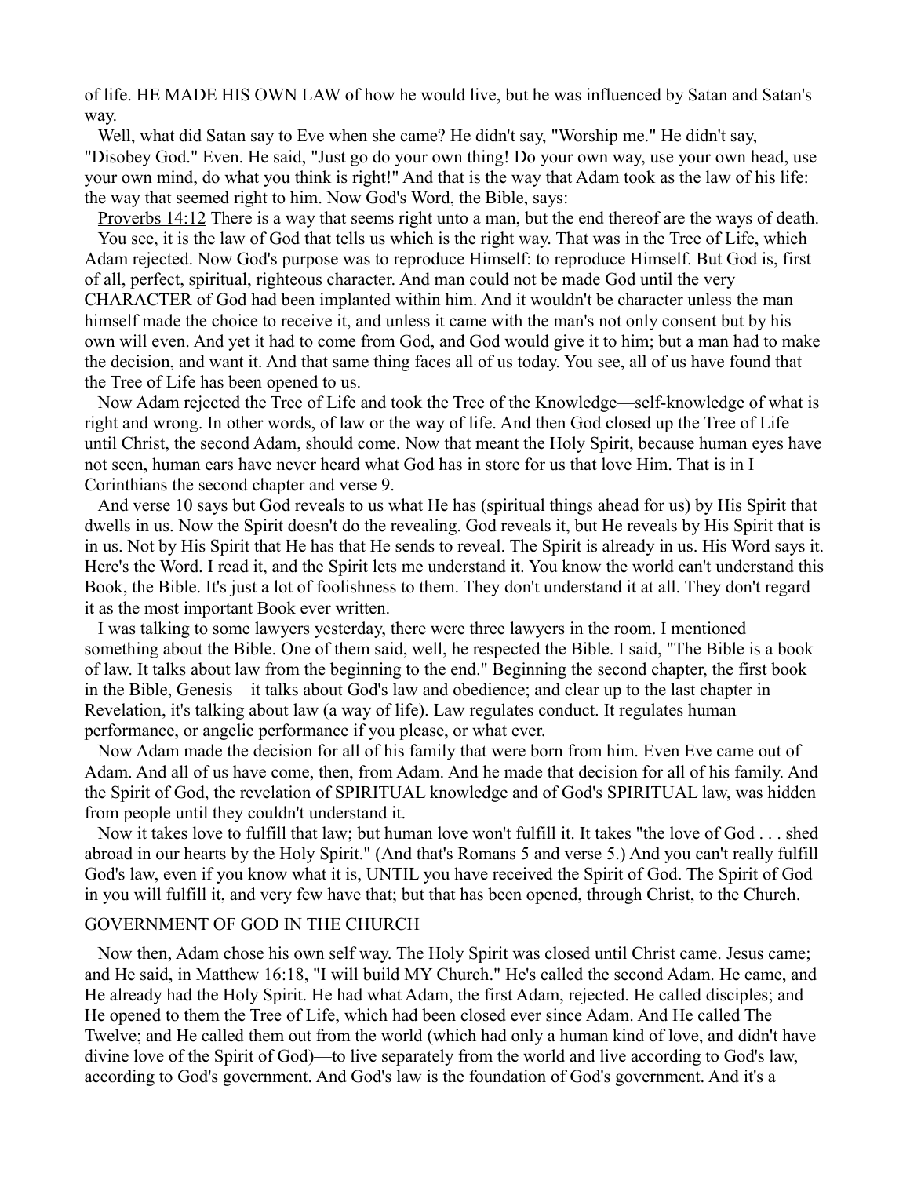of life. HE MADE HIS OWN LAW of how he would live, but he was influenced by Satan and Satan's way.

Well, what did Satan say to Eve when she came? He didn't say, "Worship me." He didn't say, "Disobey God." Even. He said, "Just go do your own thing! Do your own way, use your own head, use your own mind, do what you think is right!" And that is the way that Adam took as the law of his life: the way that seemed right to him. Now God's Word, the Bible, says:

Proverbs 14:12 There is a way that seems right unto a man, but the end thereof are the ways of death.

You see, it is the law of God that tells us which is the right way. That was in the Tree of Life, which Adam rejected. Now God's purpose was to reproduce Himself: to reproduce Himself. But God is, first of all, perfect, spiritual, righteous character. And man could not be made God until the very CHARACTER of God had been implanted within him. And it wouldn't be character unless the man himself made the choice to receive it, and unless it came with the man's not only consent but by his own will even. And yet it had to come from God, and God would give it to him; but a man had to make the decision, and want it. And that same thing faces all of us today. You see, all of us have found that the Tree of Life has been opened to us.

Now Adam rejected the Tree of Life and took the Tree of the Knowledge—self-knowledge of what is right and wrong. In other words, of law or the way of life. And then God closed up the Tree of Life until Christ, the second Adam, should come. Now that meant the Holy Spirit, because human eyes have not seen, human ears have never heard what God has in store for us that love Him. That is in I Corinthians the second chapter and verse 9.

And verse 10 says but God reveals to us what He has (spiritual things ahead for us) by His Spirit that dwells in us. Now the Spirit doesn't do the revealing. God reveals it, but He reveals by His Spirit that is in us. Not by His Spirit that He has that He sends to reveal. The Spirit is already in us. His Word says it. Here's the Word. I read it, and the Spirit lets me understand it. You know the world can't understand this Book, the Bible. It's just a lot of foolishness to them. They don't understand it at all. They don't regard it as the most important Book ever written.

I was talking to some lawyers yesterday, there were three lawyers in the room. I mentioned something about the Bible. One of them said, well, he respected the Bible. I said, "The Bible is a book of law. It talks about law from the beginning to the end." Beginning the second chapter, the first book in the Bible, Genesis—it talks about God's law and obedience; and clear up to the last chapter in Revelation, it's talking about law (a way of life). Law regulates conduct. It regulates human performance, or angelic performance if you please, or what ever.

Now Adam made the decision for all of his family that were born from him. Even Eve came out of Adam. And all of us have come, then, from Adam. And he made that decision for all of his family. And the Spirit of God, the revelation of SPIRITUAL knowledge and of God's SPIRITUAL law, was hidden from people until they couldn't understand it.

Now it takes love to fulfill that law; but human love won't fulfill it. It takes "the love of God . . . shed abroad in our hearts by the Holy Spirit." (And that's Romans 5 and verse 5.) And you can't really fulfill God's law, even if you know what it is, UNTIL you have received the Spirit of God. The Spirit of God in you will fulfill it, and very few have that; but that has been opened, through Christ, to the Church.

## GOVERNMENT OF GOD IN THE CHURCH

Now then, Adam chose his own self way. The Holy Spirit was closed until Christ came. Jesus came; and He said, in Matthew 16:18, "I will build MY Church." He's called the second Adam. He came, and He already had the Holy Spirit. He had what Adam, the first Adam, rejected. He called disciples; and He opened to them the Tree of Life, which had been closed ever since Adam. And He called The Twelve; and He called them out from the world (which had only a human kind of love, and didn't have divine love of the Spirit of God)—to live separately from the world and live according to God's law, according to God's government. And God's law is the foundation of God's government. And it's a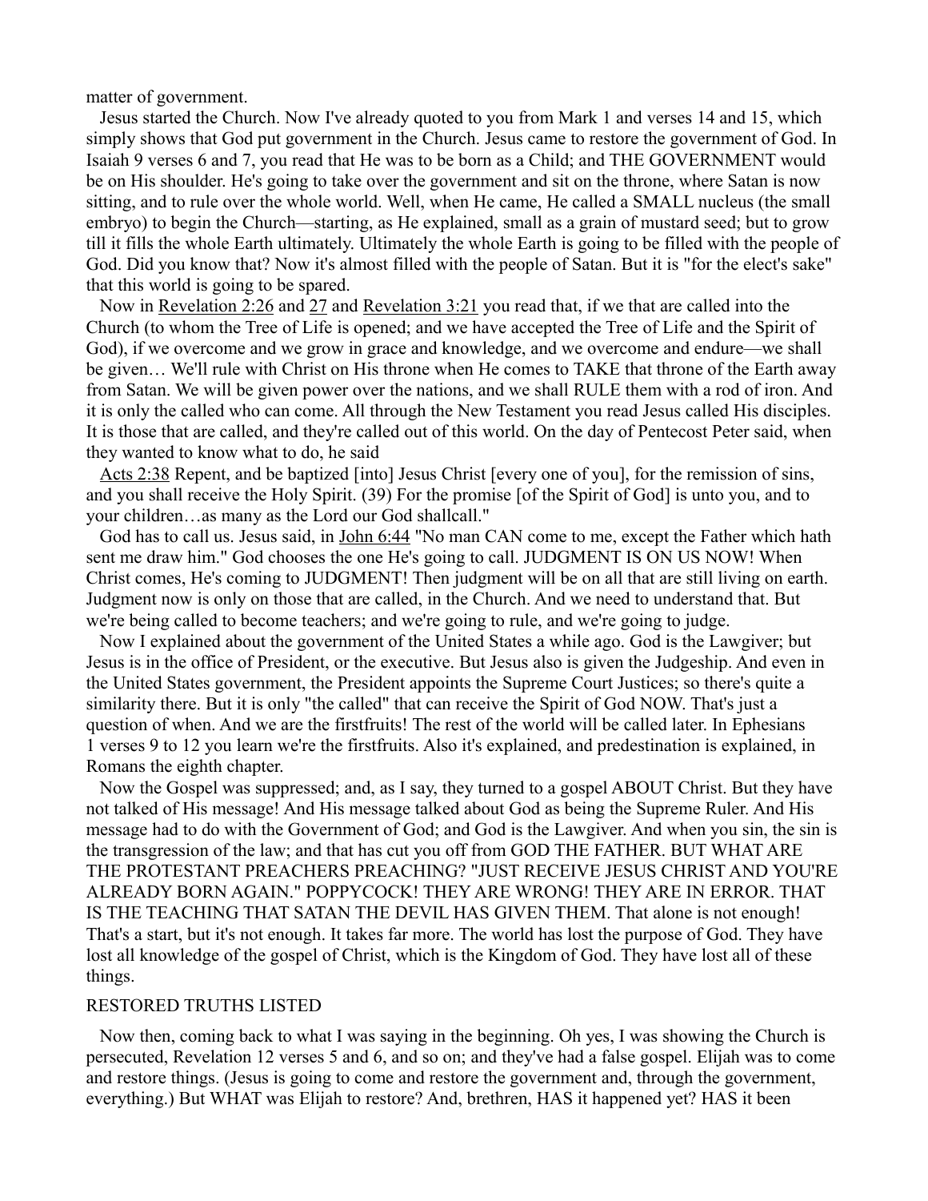matter of government.

Jesus started the Church. Now I've already quoted to you from Mark 1 and verses 14 and 15, which simply shows that God put government in the Church. Jesus came to restore the government of God. In Isaiah 9 verses 6 and 7, you read that He was to be born as a Child; and THE GOVERNMENT would be on His shoulder. He's going to take over the government and sit on the throne, where Satan is now sitting, and to rule over the whole world. Well, when He came, He called a SMALL nucleus (the small embryo) to begin the Church—starting, as He explained, small as a grain of mustard seed; but to grow till it fills the whole Earth ultimately. Ultimately the whole Earth is going to be filled with the people of God. Did you know that? Now it's almost filled with the people of Satan. But it is "for the elect's sake" that this world is going to be spared.

Now in Revelation 2:26 and 27 and Revelation 3:21 you read that, if we that are called into the Church (to whom the Tree of Life is opened; and we have accepted the Tree of Life and the Spirit of God), if we overcome and we grow in grace and knowledge, and we overcome and endure—we shall be given… We'll rule with Christ on His throne when He comes to TAKE that throne of the Earth away from Satan. We will be given power over the nations, and we shall RULE them with a rod of iron. And it is only the called who can come. All through the New Testament you read Jesus called His disciples. It is those that are called, and they're called out of this world. On the day of Pentecost Peter said, when they wanted to know what to do, he said

Acts 2:38 Repent, and be baptized [into] Jesus Christ [every one of you], for the remission of sins, and you shall receive the Holy Spirit. (39) For the promise [of the Spirit of God] is unto you, and to your children…as many as the Lord our God shallcall."

God has to call us. Jesus said, in John 6:44 "No man CAN come to me, except the Father which hath sent me draw him." God chooses the one He's going to call. JUDGMENT IS ON US NOW! When Christ comes, He's coming to JUDGMENT! Then judgment will be on all that are still living on earth. Judgment now is only on those that are called, in the Church. And we need to understand that. But we're being called to become teachers; and we're going to rule, and we're going to judge.

Now I explained about the government of the United States a while ago. God is the Lawgiver; but Jesus is in the office of President, or the executive. But Jesus also is given the Judgeship. And even in the United States government, the President appoints the Supreme Court Justices; so there's quite a similarity there. But it is only "the called" that can receive the Spirit of God NOW. That's just a question of when. And we are the firstfruits! The rest of the world will be called later. In Ephesians 1 verses 9 to 12 you learn we're the firstfruits. Also it's explained, and predestination is explained, in Romans the eighth chapter.

Now the Gospel was suppressed; and, as I say, they turned to a gospel ABOUT Christ. But they have not talked of His message! And His message talked about God as being the Supreme Ruler. And His message had to do with the Government of God; and God is the Lawgiver. And when you sin, the sin is the transgression of the law; and that has cut you off from GOD THE FATHER. BUT WHAT ARE THE PROTESTANT PREACHERS PREACHING? "JUST RECEIVE JESUS CHRIST AND YOU'RE ALREADY BORN AGAIN." POPPYCOCK! THEY ARE WRONG! THEY ARE IN ERROR. THAT IS THE TEACHING THAT SATAN THE DEVIL HAS GIVEN THEM. That alone is not enough! That's a start, but it's not enough. It takes far more. The world has lost the purpose of God. They have lost all knowledge of the gospel of Christ, which is the Kingdom of God. They have lost all of these things.

## RESTORED TRUTHS LISTED

Now then, coming back to what I was saying in the beginning. Oh yes, I was showing the Church is persecuted, Revelation 12 verses 5 and 6, and so on; and they've had a false gospel. Elijah was to come and restore things. (Jesus is going to come and restore the government and, through the government, everything.) But WHAT was Elijah to restore? And, brethren, HAS it happened yet? HAS it been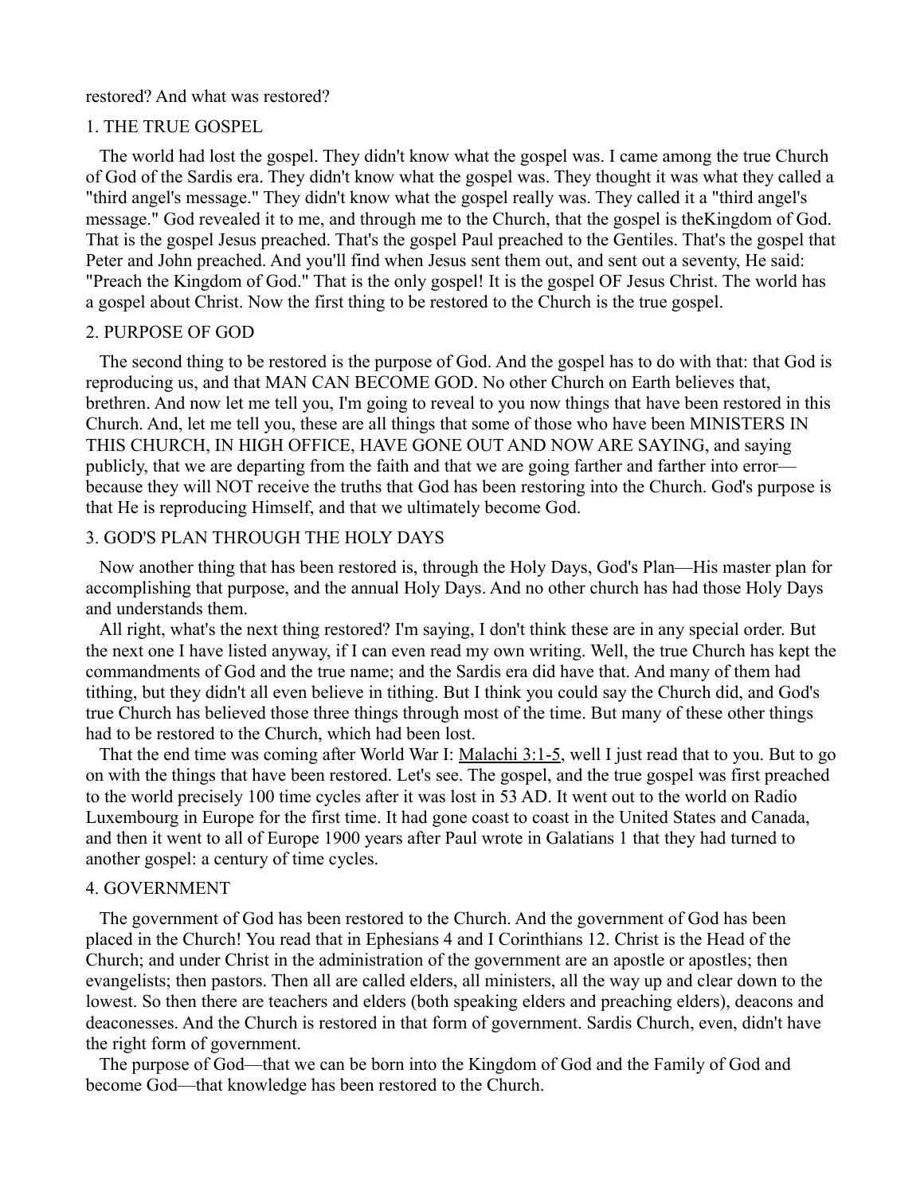restored? And what was restored?

## 1. THE TRUE GOSPEL

The world had lost the gospel. They didn't know what the gospel was. I came among the true Church of God of the Sardis era. They didn't know what the gospel was. They thought it was what they called a "third angel's message." They didn't know what the gospel really was. They called it a "third angel's message." God revealed it to me, and through me to the Church, that the gospel is theKingdom of God. That is the gospel Jesus preached. That's the gospel Paul preached to the Gentiles. That's the gospel that Peter and John preached. And you'll find when Jesus sent them out, and sent out a seventy, He said: "Preach the Kingdom of God." That is the only gospel! It is the gospel OF Jesus Christ. The world has a gospel about Christ. Now the first thing to be restored to the Church is the true gospel.

## 2. PURPOSE OF GOD

The second thing to be restored is the purpose of God. And the gospel has to do with that: that God is reproducing us, and that MAN CAN BECOME GOD. No other Church on Earth believes that, brethren. And now let me tell you, I'm going to reveal to you now things that have been restored in this Church. And, let me tell you, these are all things that some of those who have been MINISTERS IN THIS CHURCH, IN HIGH OFFICE, HAVE GONE OUT AND NOW ARE SAYING, and saying publicly, that we are departing from the faith and that we are going farther and farther into error—because they will NOT receive the truths that God has been restoring into the Church. God's purpose is that He is reproducing Himself, and that we ultimately become God.

## 3. GOD'S PLAN THROUGH THE HOLY DAYS

Now another thing that has been restored is, through the Holy Days, God's Plan—His master plan for accomplishing that purpose, and the annual Holy Days. And no other church has had those Holy Days and understands them.

All right, what's the next thing restored? I'm saying, I don't think these are in any special order. But the next one I have listed anyway, if I can even read my own writing. Well, the true Church has kept the commandments of God and the true name; and the Sardis era did have that. And many of them had tithing, but they didn't all even believe in tithing. But I think you could say the Church did, and God's true Church has believed those three things through most of the time. But many of these other things had to be restored to the Church, which had been lost.

That the end time was coming after World War I: Malachi 3:1-5, well I just read that to you. But to go on with the things that have been restored. Let's see. The gospel, and the true gospel was first preached to the world precisely 100 time cycles after it was lost in 53 AD. It went out to the world on Radio Luxembourg in Europe for the first time. It had gone coast to coast in the United States and Canada, and then it went to all of Europe 1900 years after Paul wrote in Galatians 1 that they had turned to another gospel: a century of time cycles.

## 4. GOVERNMENT

The government of God has been restored to the Church. And the government of God has been placed in the Church! You read that in Ephesians 4 and I Corinthians 12. Christ is the Head of the Church; and under Christ in the administration of the government are an apostle or apostles; then evangelists; then pastors. Then all are called elders, all ministers, all the way up and clear down to the lowest. So then there are teachers and elders (both speaking elders and preaching elders), deacons and deaconesses. And the Church is restored in that form of government. Sardis Church, even, didn't have the right form of government.

The purpose of God—that we can be born into the Kingdom of God and the Family of God and become God—that knowledge has been restored to the Church.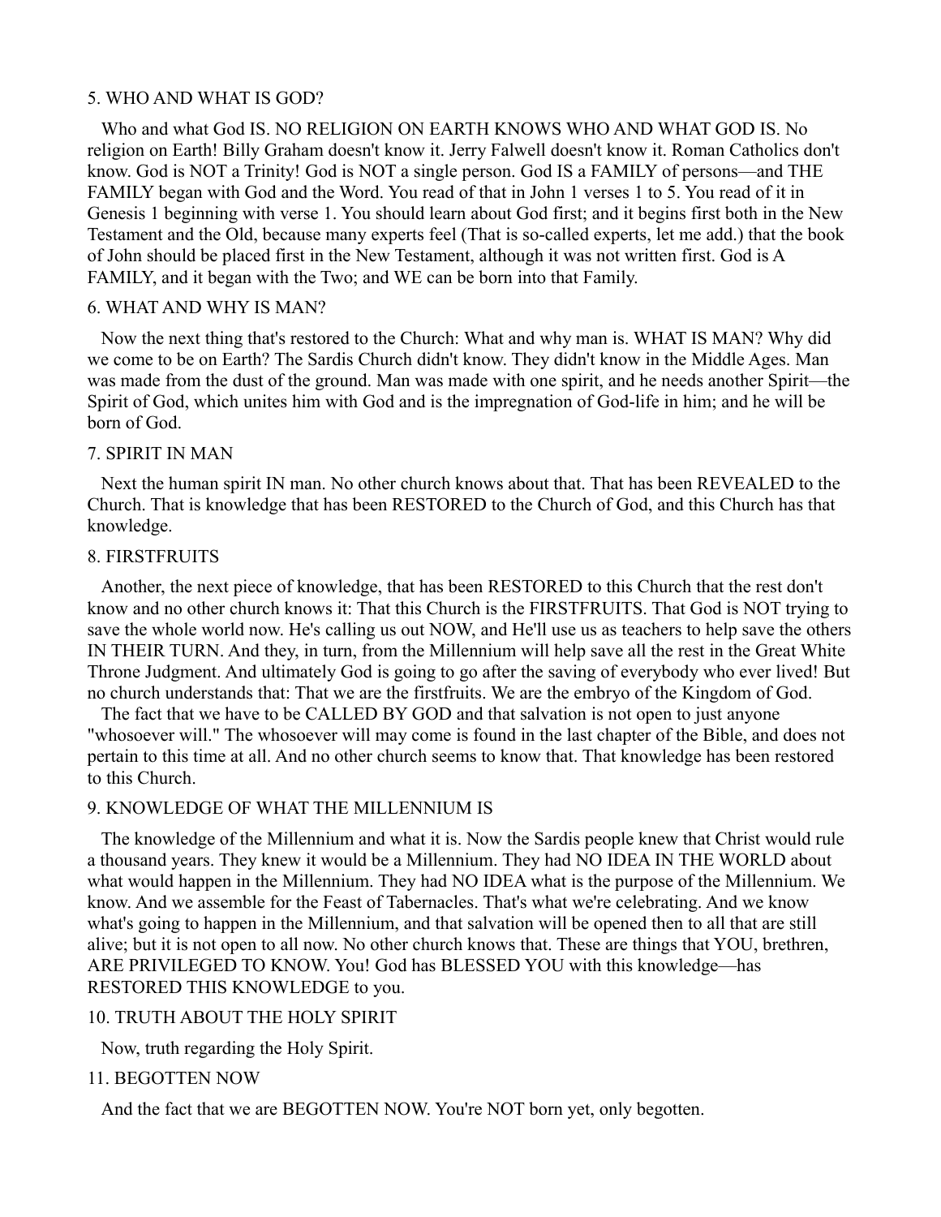## 5. WHO AND WHAT IS GOD?

Who and what God IS. NO RELIGION ON EARTH KNOWS WHO AND WHAT GOD IS. No religion on Earth! Billy Graham doesn't know it. Jerry Falwell doesn't know it. Roman Catholics don't know. God is NOT a Trinity! God is NOT a single person. God IS a FAMILY of persons—and THE FAMILY began with God and the Word. You read of that in John 1 verses 1 to 5. You read of it in Genesis 1 beginning with verse 1. You should learn about God first; and it begins first both in the New Testament and the Old, because many experts feel (That is so-called experts, let me add.) that the book of John should be placed first in the New Testament, although it was not written first. God is A FAMILY, and it began with the Two; and WE can be born into that Family.

## 6. WHAT AND WHY IS MAN?

Now the next thing that's restored to the Church: What and why man is. WHAT IS MAN? Why did we come to be on Earth? The Sardis Church didn't know. They didn't know in the Middle Ages. Man was made from the dust of the ground. Man was made with one spirit, and he needs another Spirit—the Spirit of God, which unites him with God and is the impregnation of God-life in him; and he will be born of God.

## 7. SPIRIT IN MAN

Next the human spirit IN man. No other church knows about that. That has been REVEALED to the Church. That is knowledge that has been RESTORED to the Church of God, and this Church has that knowledge.

## 8. FIRSTFRUITS

Another, the next piece of knowledge, that has been RESTORED to this Church that the rest don't know and no other church knows it: That this Church is the FIRSTFRUITS. That God is NOT trying to save the whole world now. He's calling us out NOW, and He'll use us as teachers to help save the others IN THEIR TURN. And they, in turn, from the Millennium will help save all the rest in the Great White Throne Judgment. And ultimately God is going to go after the saving of everybody who ever lived! But no church understands that: That we are the firstfruits. We are the embryo of the Kingdom of God.

The fact that we have to be CALLED BY GOD and that salvation is not open to just anyone "whosoever will." The whosoever will may come is found in the last chapter of the Bible, and does not pertain to this time at all. And no other church seems to know that. That knowledge has been restored to this Church.

## 9. KNOWLEDGE OF WHAT THE MILLENNIUM IS

The knowledge of the Millennium and what it is. Now the Sardis people knew that Christ would rule a thousand years. They knew it would be a Millennium. They had NO IDEA IN THE WORLD about what would happen in the Millennium. They had NO IDEA what is the purpose of the Millennium. We know. And we assemble for the Feast of Tabernacles. That's what we're celebrating. And we know what's going to happen in the Millennium, and that salvation will be opened then to all that are still alive; but it is not open to all now. No other church knows that. These are things that YOU, brethren, ARE PRIVILEGED TO KNOW. You! God has BLESSED YOU with this knowledge—has RESTORED THIS KNOWLEDGE to you.

## 10. TRUTH ABOUT THE HOLY SPIRIT

Now, truth regarding the Holy Spirit.

## 11. BEGOTTEN NOW

And the fact that we are BEGOTTEN NOW. You're NOT born yet, only begotten.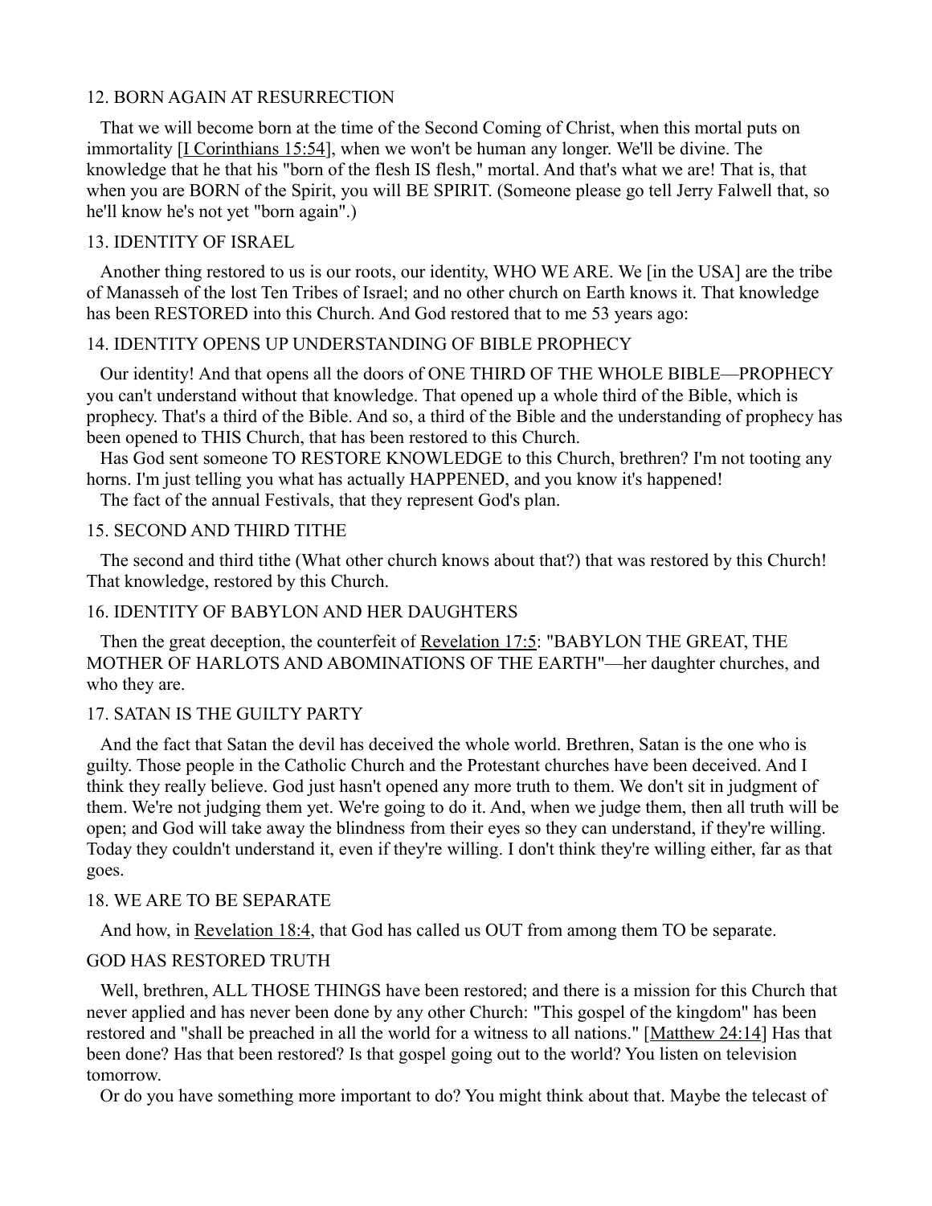## 12. BORN AGAIN AT RESURRECTION

That we will become born at the time of the Second Coming of Christ, when this mortal puts on immortality [I Corinthians 15:54], when we won't be human any longer. We'll be divine. The knowledge that he that his "born of the flesh IS flesh," mortal. And that's what we are! That is, that when you are BORN of the Spirit, you will BE SPIRIT. (Someone please go tell Jerry Falwell that, so he'll know he's not yet "born again".)

## 13. IDENTITY OF ISRAEL

Another thing restored to us is our roots, our identity, WHO WE ARE. We [in the USA] are the tribe of Manasseh of the lost Ten Tribes of Israel; and no other church on Earth knows it. That knowledge has been RESTORED into this Church. And God restored that to me 53 years ago:

## 14. IDENTITY OPENS UP UNDERSTANDING OF BIBLE PROPHECY

Our identity! And that opens all the doors of ONE THIRD OF THE WHOLE BIBLE—PROPHECY you can't understand without that knowledge. That opened up a whole third of the Bible, which is prophecy. That's a third of the Bible. And so, a third of the Bible and the understanding of prophecy has been opened to THIS Church, that has been restored to this Church.

Has God sent someone TO RESTORE KNOWLEDGE to this Church, brethren? I'm not tooting any horns. I'm just telling you what has actually HAPPENED, and you know it's happened!

The fact of the annual Festivals, that they represent God's plan.

## 15. SECOND AND THIRD TITHE

The second and third tithe (What other church knows about that?) that was restored by this Church! That knowledge, restored by this Church.

## 16. IDENTITY OF BABYLON AND HER DAUGHTERS

Then the great deception, the counterfeit of Revelation 17:5: "BABYLON THE GREAT, THE MOTHER OF HARLOTS AND ABOMINATIONS OF THE EARTH"—her daughter churches, and who they are.

## 17. SATAN IS THE GUILTY PARTY

And the fact that Satan the devil has deceived the whole world. Brethren, Satan is the one who is guilty. Those people in the Catholic Church and the Protestant churches have been deceived. And I think they really believe. God just hasn't opened any more truth to them. We don't sit in judgment of them. We're not judging them yet. We're going to do it. And, when we judge them, then all truth will be open; and God will take away the blindness from their eyes so they can understand, if they're willing. Today they couldn't understand it, even if they're willing. I don't think they're willing either, far as that goes.

## 18. WE ARE TO BE SEPARATE

And how, in Revelation 18:4, that God has called us OUT from among them TO be separate.

## GOD HAS RESTORED TRUTH

Well, brethren, ALL THOSE THINGS have been restored; and there is a mission for this Church that never applied and has never been done by any other Church: "This gospel of the kingdom" has been restored and "shall be preached in all the world for a witness to all nations." [Matthew 24:14] Has that been done? Has that been restored? Is that gospel going out to the world? You listen on television tomorrow.

Or do you have something more important to do? You might think about that. Maybe the telecast of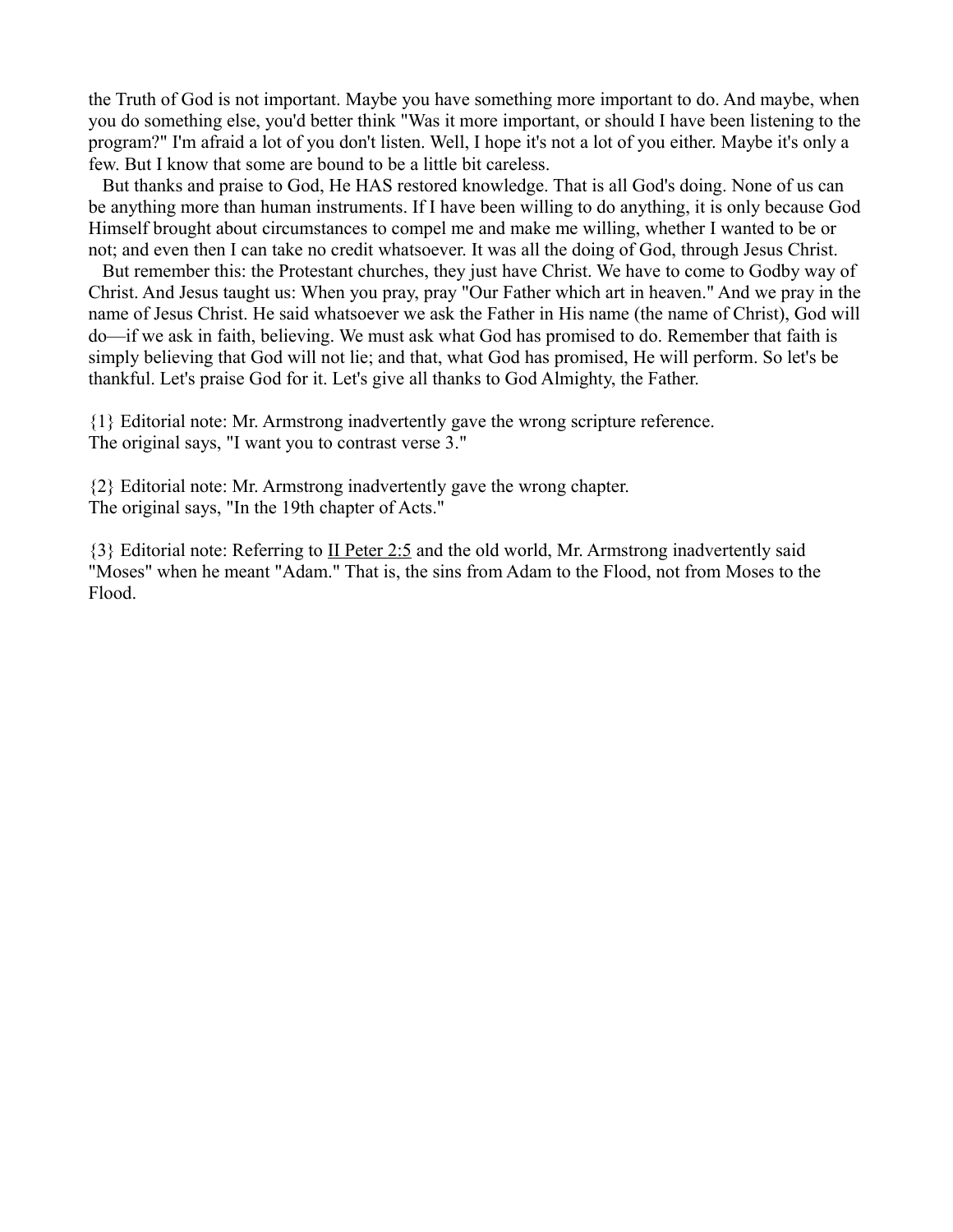the Truth of God is not important. Maybe you have something more important to do. And maybe, when you do something else, you'd better think "Was it more important, or should I have been listening to the program?" I'm afraid a lot of you don't listen. Well, I hope it's not a lot of you either. Maybe it's only a few. But I know that some are bound to be a little bit careless.

But thanks and praise to God, He HAS restored knowledge. That is all God's doing. None of us can be anything more than human instruments. If I have been willing to do anything, it is only because God Himself brought about circumstances to compel me and make me willing, whether I wanted to be or not; and even then I can take no credit whatsoever. It was all the doing of God, through Jesus Christ.

But remember this: the Protestant churches, they just have Christ. We have to come to Godby way of Christ. And Jesus taught us: When you pray, pray "Our Father which art in heaven." And we pray in the name of Jesus Christ. He said whatsoever we ask the Father in His name (the name of Christ), God will do—if we ask in faith, believing. We must ask what God has promised to do. Remember that faith is simply believing that God will not lie; and that, what God has promised, He will perform. So let's be thankful. Let's praise God for it. Let's give all thanks to God Almighty, the Father.

{1} Editorial note: Mr. Armstrong inadvertently gave the wrong scripture reference.
The original says, "I want you to contrast verse 3."

{2} Editorial note: Mr. Armstrong inadvertently gave the wrong chapter.
The original says, "In the 19th chapter of Acts."

{3} Editorial note: Referring to II Peter 2:5 and the old world, Mr. Armstrong inadvertently said "Moses" when he meant "Adam." That is, the sins from Adam to the Flood, not from Moses to the Flood.